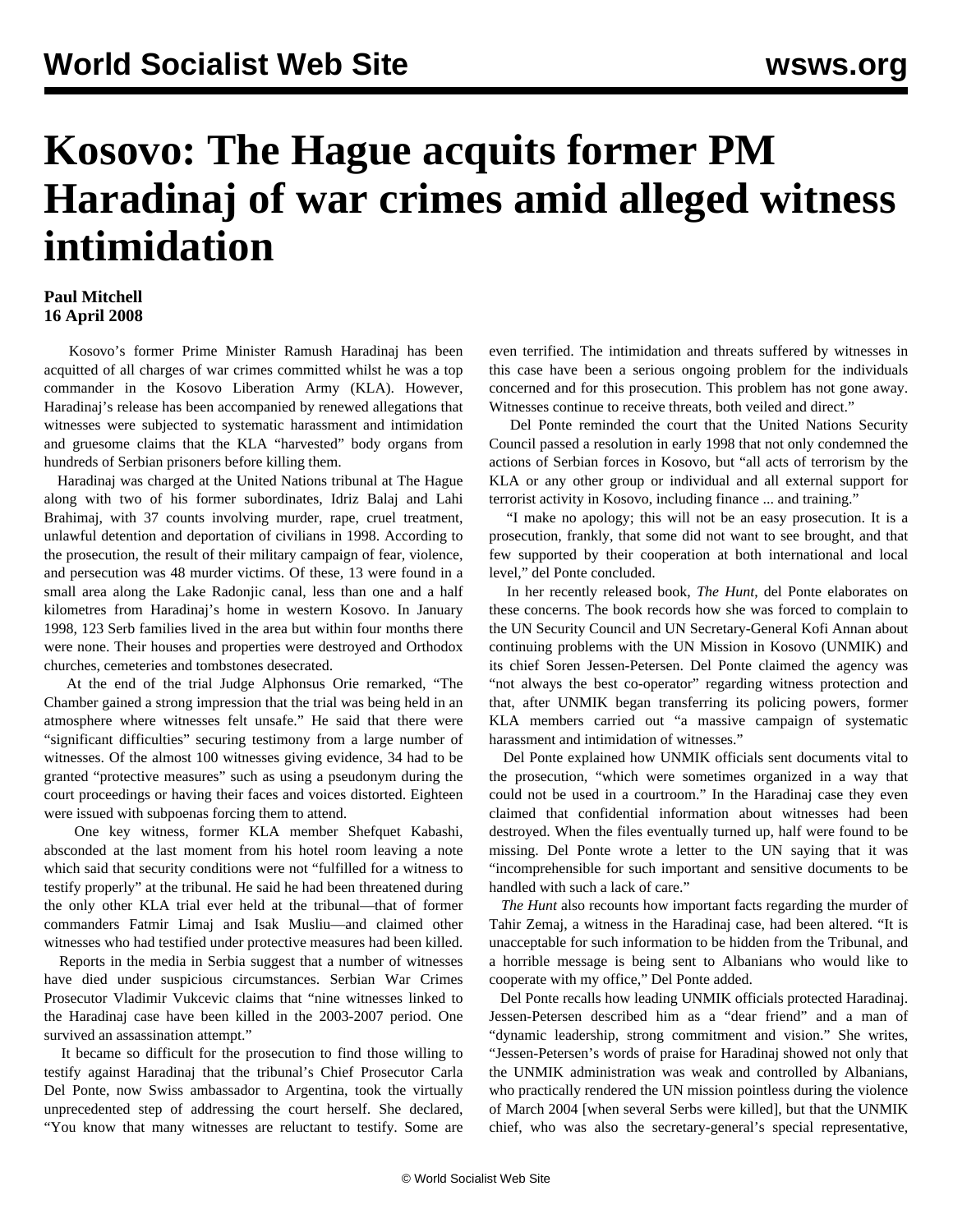# Kosovo: The Hague acquits former PM Haradinaj of war crimes amid alleged witness intimidation

**Paul Mitchell**
**16 April 2008**

Kosovo's former Prime Minister Ramush Haradinaj has been acquitted of all charges of war crimes committed whilst he was a top commander in the Kosovo Liberation Army (KLA). However, Haradinaj's release has been accompanied by renewed allegations that witnesses were subjected to systematic harassment and intimidation and gruesome claims that the KLA "harvested" body organs from hundreds of Serbian prisoners before killing them.

Haradinaj was charged at the United Nations tribunal at The Hague along with two of his former subordinates, Idriz Balaj and Lahi Brahimaj, with 37 counts involving murder, rape, cruel treatment, unlawful detention and deportation of civilians in 1998. According to the prosecution, the result of their military campaign of fear, violence, and persecution was 48 murder victims. Of these, 13 were found in a small area along the Lake Radonjic canal, less than one and a half kilometres from Haradinaj's home in western Kosovo. In January 1998, 123 Serb families lived in the area but within four months there were none. Their houses and properties were destroyed and Orthodox churches, cemeteries and tombstones desecrated.

At the end of the trial Judge Alphonsus Orie remarked, "The Chamber gained a strong impression that the trial was being held in an atmosphere where witnesses felt unsafe." He said that there were "significant difficulties" securing testimony from a large number of witnesses. Of the almost 100 witnesses giving evidence, 34 had to be granted "protective measures" such as using a pseudonym during the court proceedings or having their faces and voices distorted. Eighteen were issued with subpoenas forcing them to attend.

One key witness, former KLA member Shefquet Kabashi, absconded at the last moment from his hotel room leaving a note which said that security conditions were not "fulfilled for a witness to testify properly" at the tribunal. He said he had been threatened during the only other KLA trial ever held at the tribunal—that of former commanders Fatmir Limaj and Isak Musliu—and claimed other witnesses who had testified under protective measures had been killed.

Reports in the media in Serbia suggest that a number of witnesses have died under suspicious circumstances. Serbian War Crimes Prosecutor Vladimir Vukcevic claims that "nine witnesses linked to the Haradinaj case have been killed in the 2003-2007 period. One survived an assassination attempt."

It became so difficult for the prosecution to find those willing to testify against Haradinaj that the tribunal's Chief Prosecutor Carla Del Ponte, now Swiss ambassador to Argentina, took the virtually unprecedented step of addressing the court herself. She declared, "You know that many witnesses are reluctant to testify. Some are even terrified. The intimidation and threats suffered by witnesses in this case have been a serious ongoing problem for the individuals concerned and for this prosecution. This problem has not gone away. Witnesses continue to receive threats, both veiled and direct."

Del Ponte reminded the court that the United Nations Security Council passed a resolution in early 1998 that not only condemned the actions of Serbian forces in Kosovo, but "all acts of terrorism by the KLA or any other group or individual and all external support for terrorist activity in Kosovo, including finance ... and training."

"I make no apology; this will not be an easy prosecution. It is a prosecution, frankly, that some did not want to see brought, and that few supported by their cooperation at both international and local level," del Ponte concluded.

In her recently released book, *The Hunt*, del Ponte elaborates on these concerns. The book records how she was forced to complain to the UN Security Council and UN Secretary-General Kofi Annan about continuing problems with the UN Mission in Kosovo (UNMIK) and its chief Soren Jessen-Petersen. Del Ponte claimed the agency was "not always the best co-operator" regarding witness protection and that, after UNMIK began transferring its policing powers, former KLA members carried out "a massive campaign of systematic harassment and intimidation of witnesses."

Del Ponte explained how UNMIK officials sent documents vital to the prosecution, "which were sometimes organized in a way that could not be used in a courtroom." In the Haradinaj case they even claimed that confidential information about witnesses had been destroyed. When the files eventually turned up, half were found to be missing. Del Ponte wrote a letter to the UN saying that it was "incomprehensible for such important and sensitive documents to be handled with such a lack of care."

*The Hunt* also recounts how important facts regarding the murder of Tahir Zemaj, a witness in the Haradinaj case, had been altered. "It is unacceptable for such information to be hidden from the Tribunal, and a horrible message is being sent to Albanians who would like to cooperate with my office," Del Ponte added.

Del Ponte recalls how leading UNMIK officials protected Haradinaj. Jessen-Petersen described him as a "dear friend" and a man of "dynamic leadership, strong commitment and vision." She writes, "Jessen-Petersen's words of praise for Haradinaj showed not only that the UNMIK administration was weak and controlled by Albanians, who practically rendered the UN mission pointless during the violence of March 2004 [when several Serbs were killed], but that the UNMIK chief, who was also the secretary-general's special representative,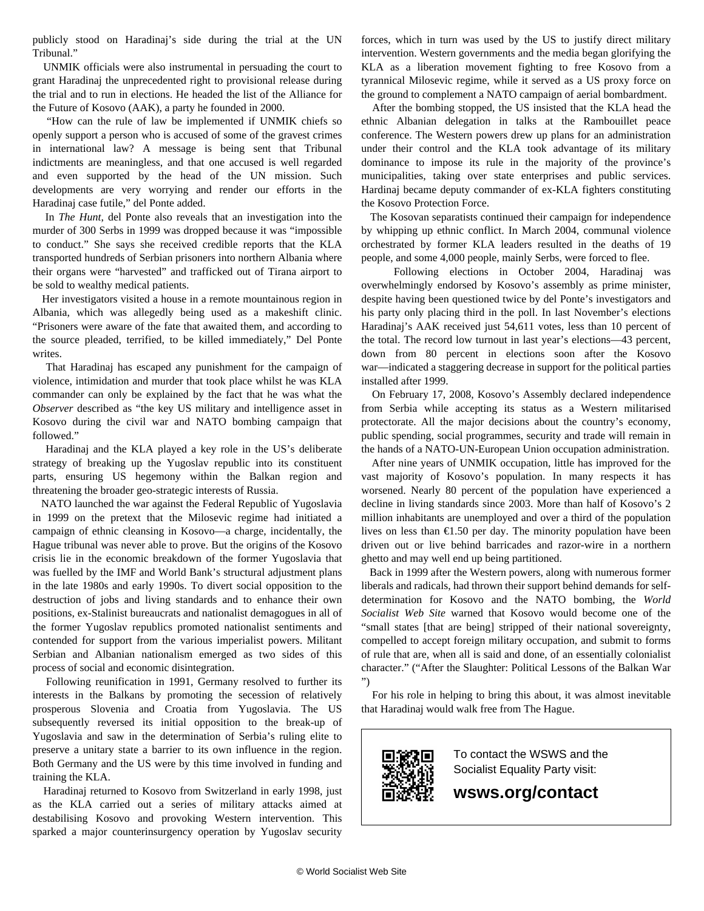publicly stood on Haradinaj's side during the trial at the UN Tribunal."

UNMIK officials were also instrumental in persuading the court to grant Haradinaj the unprecedented right to provisional release during the trial and to run in elections. He headed the list of the Alliance for the Future of Kosovo (AAK), a party he founded in 2000.

"How can the rule of law be implemented if UNMIK chiefs so openly support a person who is accused of some of the gravest crimes in international law? A message is being sent that Tribunal indictments are meaningless, and that one accused is well regarded and even supported by the head of the UN mission. Such developments are very worrying and render our efforts in the Haradinaj case futile," del Ponte added.

In *The Hunt*, del Ponte also reveals that an investigation into the murder of 300 Serbs in 1999 was dropped because it was "impossible to conduct." She says she received credible reports that the KLA transported hundreds of Serbian prisoners into northern Albania where their organs were "harvested" and trafficked out of Tirana airport to be sold to wealthy medical patients.

Her investigators visited a house in a remote mountainous region in Albania, which was allegedly being used as a makeshift clinic. "Prisoners were aware of the fate that awaited them, and according to the source pleaded, terrified, to be killed immediately," Del Ponte writes.

That Haradinaj has escaped any punishment for the campaign of violence, intimidation and murder that took place whilst he was KLA commander can only be explained by the fact that he was what the *Observer* described as "the key US military and intelligence asset in Kosovo during the civil war and NATO bombing campaign that followed."

Haradinaj and the KLA played a key role in the US's deliberate strategy of breaking up the Yugoslav republic into its constituent parts, ensuring US hegemony within the Balkan region and threatening the broader geo-strategic interests of Russia.

NATO launched the war against the Federal Republic of Yugoslavia in 1999 on the pretext that the Milosevic regime had initiated a campaign of ethnic cleansing in Kosovo—a charge, incidentally, the Hague tribunal was never able to prove. But the origins of the Kosovo crisis lie in the economic breakdown of the former Yugoslavia that was fuelled by the IMF and World Bank's structural adjustment plans in the late 1980s and early 1990s. To divert social opposition to the destruction of jobs and living standards and to enhance their own positions, ex-Stalinist bureaucrats and nationalist demagogues in all of the former Yugoslav republics promoted nationalist sentiments and contended for support from the various imperialist powers. Militant Serbian and Albanian nationalism emerged as two sides of this process of social and economic disintegration.

Following reunification in 1991, Germany resolved to further its interests in the Balkans by promoting the secession of relatively prosperous Slovenia and Croatia from Yugoslavia. The US subsequently reversed its initial opposition to the break-up of Yugoslavia and saw in the determination of Serbia's ruling elite to preserve a unitary state a barrier to its own influence in the region. Both Germany and the US were by this time involved in funding and training the KLA.

Haradinaj returned to Kosovo from Switzerland in early 1998, just as the KLA carried out a series of military attacks aimed at destabilising Kosovo and provoking Western intervention. This sparked a major counterinsurgency operation by Yugoslav security forces, which in turn was used by the US to justify direct military intervention. Western governments and the media began glorifying the KLA as a liberation movement fighting to free Kosovo from a tyrannical Milosevic regime, while it served as a US proxy force on the ground to complement a NATO campaign of aerial bombardment.

After the bombing stopped, the US insisted that the KLA head the ethnic Albanian delegation in talks at the Rambouillet peace conference. The Western powers drew up plans for an administration under their control and the KLA took advantage of its military dominance to impose its rule in the majority of the province's municipalities, taking over state enterprises and public services. Hardinaj became deputy commander of ex-KLA fighters constituting the Kosovo Protection Force.

The Kosovan separatists continued their campaign for independence by whipping up ethnic conflict. In March 2004, communal violence orchestrated by former KLA leaders resulted in the deaths of 19 people, and some 4,000 people, mainly Serbs, were forced to flee.

Following elections in October 2004, Haradinaj was overwhelmingly endorsed by Kosovo's assembly as prime minister, despite having been questioned twice by del Ponte's investigators and his party only placing third in the poll. In last November's elections Haradinaj's AAK received just 54,611 votes, less than 10 percent of the total. The record low turnout in last year's elections—43 percent, down from 80 percent in elections soon after the Kosovo war—indicated a staggering decrease in support for the political parties installed after 1999.

On February 17, 2008, Kosovo's Assembly declared independence from Serbia while accepting its status as a Western militarised protectorate. All the major decisions about the country's economy, public spending, social programmes, security and trade will remain in the hands of a NATO-UN-European Union occupation administration.

After nine years of UNMIK occupation, little has improved for the vast majority of Kosovo's population. In many respects it has worsened. Nearly 80 percent of the population have experienced a decline in living standards since 2003. More than half of Kosovo's 2 million inhabitants are unemployed and over a third of the population lives on less than €1.50 per day. The minority population have been driven out or live behind barricades and razor-wire in a northern ghetto and may well end up being partitioned.

Back in 1999 after the Western powers, along with numerous former liberals and radicals, had thrown their support behind demands for self-determination for Kosovo and the NATO bombing, the *World Socialist Web Site* warned that Kosovo would become one of the "small states [that are being] stripped of their national sovereignty, compelled to accept foreign military occupation, and submit to forms of rule that are, when all is said and done, of an essentially colonialist character." ("After the Slaughter: Political Lessons of the Balkan War")

For his role in helping to bring this about, it was almost inevitable that Haradinaj would walk free from The Hague.

To contact the WSWS and the Socialist Equality Party visit:

**wsws.org/contact**